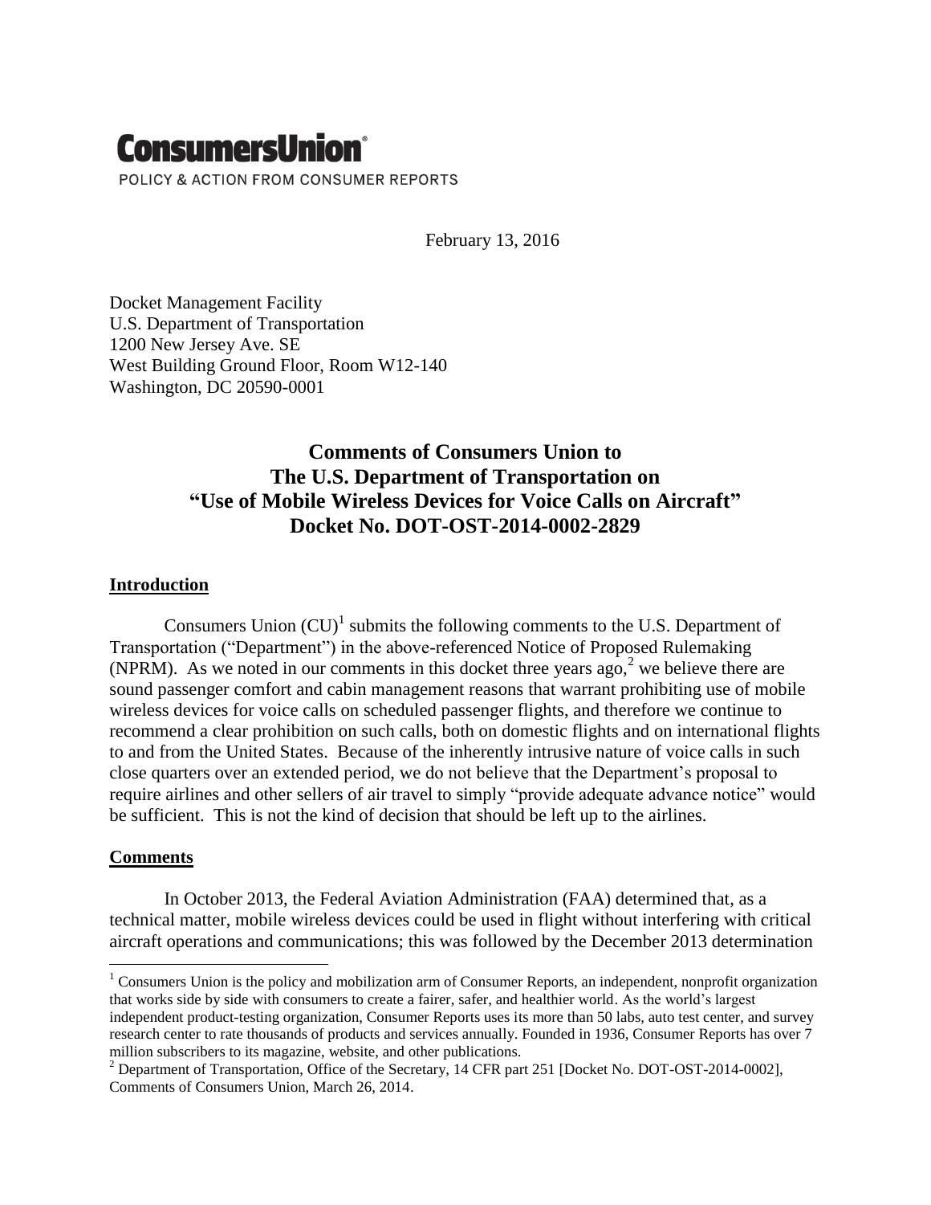# ConsumersUnion

POLICY & ACTION FROM CONSUMER REPORTS

February 13, 2016

Docket Management Facility
U.S. Department of Transportation
1200 New Jersey Ave. SE
West Building Ground Floor, Room W12-140
Washington, DC 20590-0001

## Comments of Consumers Union to The U.S. Department of Transportation on "Use of Mobile Wireless Devices for Voice Calls on Aircraft" Docket No. DOT-OST-2014-0002-2829

### Introduction

Consumers Union (CU)[1] submits the following comments to the U.S. Department of Transportation ("Department") in the above-referenced Notice of Proposed Rulemaking (NPRM). As we noted in our comments in this docket three years ago,[2] we believe there are sound passenger comfort and cabin management reasons that warrant prohibiting use of mobile wireless devices for voice calls on scheduled passenger flights, and therefore we continue to recommend a clear prohibition on such calls, both on domestic flights and on international flights to and from the United States. Because of the inherently intrusive nature of voice calls in such close quarters over an extended period, we do not believe that the Department's proposal to require airlines and other sellers of air travel to simply "provide adequate advance notice" would be sufficient. This is not the kind of decision that should be left up to the airlines.

### Comments

In October 2013, the Federal Aviation Administration (FAA) determined that, as a technical matter, mobile wireless devices could be used in flight without interfering with critical aircraft operations and communications; this was followed by the December 2013 determination

---

[1] Consumers Union is the policy and mobilization arm of Consumer Reports, an independent, nonprofit organization that works side by side with consumers to create a fairer, safer, and healthier world. As the world's largest independent product-testing organization, Consumer Reports uses its more than 50 labs, auto test center, and survey research center to rate thousands of products and services annually. Founded in 1936, Consumer Reports has over 7 million subscribers to its magazine, website, and other publications.

[2] Department of Transportation, Office of the Secretary, 14 CFR part 251 [Docket No. DOT-OST-2014-0002], Comments of Consumers Union, March 26, 2014.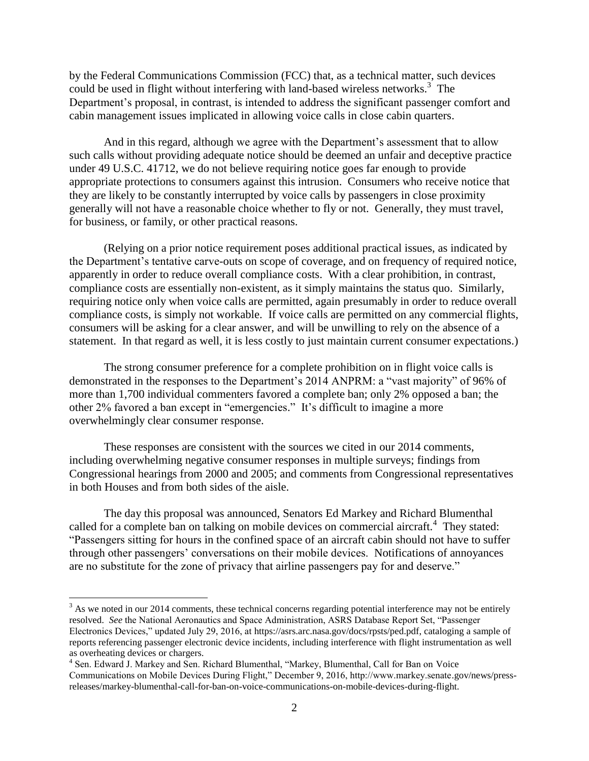by the Federal Communications Commission (FCC) that, as a technical matter, such devices could be used in flight without interfering with land-based wireless networks.[3] The Department's proposal, in contrast, is intended to address the significant passenger comfort and cabin management issues implicated in allowing voice calls in close cabin quarters.

And in this regard, although we agree with the Department's assessment that to allow such calls without providing adequate notice should be deemed an unfair and deceptive practice under 49 U.S.C. 41712, we do not believe requiring notice goes far enough to provide appropriate protections to consumers against this intrusion. Consumers who receive notice that they are likely to be constantly interrupted by voice calls by passengers in close proximity generally will not have a reasonable choice whether to fly or not. Generally, they must travel, for business, or family, or other practical reasons.

(Relying on a prior notice requirement poses additional practical issues, as indicated by the Department's tentative carve-outs on scope of coverage, and on frequency of required notice, apparently in order to reduce overall compliance costs. With a clear prohibition, in contrast, compliance costs are essentially non-existent, as it simply maintains the status quo. Similarly, requiring notice only when voice calls are permitted, again presumably in order to reduce overall compliance costs, is simply not workable. If voice calls are permitted on any commercial flights, consumers will be asking for a clear answer, and will be unwilling to rely on the absence of a statement. In that regard as well, it is less costly to just maintain current consumer expectations.)

The strong consumer preference for a complete prohibition on in flight voice calls is demonstrated in the responses to the Department's 2014 ANPRM: a "vast majority" of 96% of more than 1,700 individual commenters favored a complete ban; only 2% opposed a ban; the other 2% favored a ban except in "emergencies." It's difficult to imagine a more overwhelmingly clear consumer response.

These responses are consistent with the sources we cited in our 2014 comments, including overwhelming negative consumer responses in multiple surveys; findings from Congressional hearings from 2000 and 2005; and comments from Congressional representatives in both Houses and from both sides of the aisle.

The day this proposal was announced, Senators Ed Markey and Richard Blumenthal called for a complete ban on talking on mobile devices on commercial aircraft.[4] They stated: "Passengers sitting for hours in the confined space of an aircraft cabin should not have to suffer through other passengers' conversations on their mobile devices. Notifications of annoyances are no substitute for the zone of privacy that airline passengers pay for and deserve."

---

[3] As we noted in our 2014 comments, these technical concerns regarding potential interference may not be entirely resolved. *See* the National Aeronautics and Space Administration, ASRS Database Report Set, "Passenger Electronics Devices," updated July 29, 2016, at https://asrs.arc.nasa.gov/docs/rpsts/ped.pdf, cataloging a sample of reports referencing passenger electronic device incidents, including interference with flight instrumentation as well as overheating devices or chargers.

[4] Sen. Edward J. Markey and Sen. Richard Blumenthal, "Markey, Blumenthal, Call for Ban on Voice Communications on Mobile Devices During Flight," December 9, 2016, http://www.markey.senate.gov/news/press-releases/markey-blumenthal-call-for-ban-on-voice-communications-on-mobile-devices-during-flight.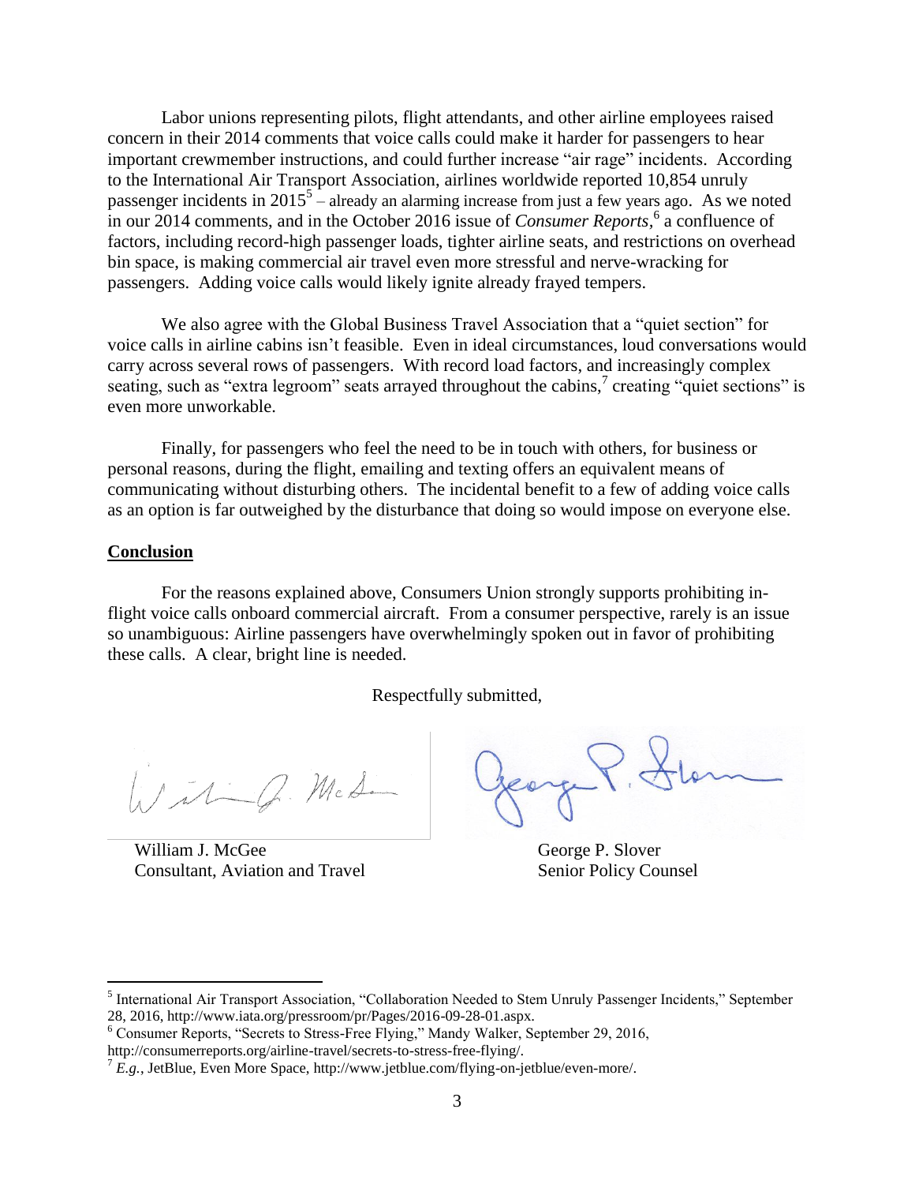Labor unions representing pilots, flight attendants, and other airline employees raised concern in their 2014 comments that voice calls could make it harder for passengers to hear important crewmember instructions, and could further increase "air rage" incidents. According to the International Air Transport Association, airlines worldwide reported 10,854 unruly passenger incidents in 2015[5] – already an alarming increase from just a few years ago. As we noted in our 2014 comments, and in the October 2016 issue of *Consumer Reports*,[6] a confluence of factors, including record-high passenger loads, tighter airline seats, and restrictions on overhead bin space, is making commercial air travel even more stressful and nerve-wracking for passengers. Adding voice calls would likely ignite already frayed tempers.

We also agree with the Global Business Travel Association that a "quiet section" for voice calls in airline cabins isn't feasible. Even in ideal circumstances, loud conversations would carry across several rows of passengers. With record load factors, and increasingly complex seating, such as "extra legroom" seats arrayed throughout the cabins,[7] creating "quiet sections" is even more unworkable.

Finally, for passengers who feel the need to be in touch with others, for business or personal reasons, during the flight, emailing and texting offers an equivalent means of communicating without disturbing others. The incidental benefit to a few of adding voice calls as an option is far outweighed by the disturbance that doing so would impose on everyone else.

## Conclusion

For the reasons explained above, Consumers Union strongly supports prohibiting in-flight voice calls onboard commercial aircraft. From a consumer perspective, rarely is an issue so unambiguous: Airline passengers have overwhelmingly spoken out in favor of prohibiting these calls. A clear, bright line is needed.

Respectfully submitted,

William J. McGee
Consultant, Aviation and Travel

George P. Slover
Senior Policy Counsel

---

[5] International Air Transport Association, "Collaboration Needed to Stem Unruly Passenger Incidents," September 28, 2016, http://www.iata.org/pressroom/pr/Pages/2016-09-28-01.aspx.

[6] Consumer Reports, "Secrets to Stress-Free Flying," Mandy Walker, September 29, 2016, http://consumerreports.org/airline-travel/secrets-to-stress-free-flying/.

[7] *E.g.*, JetBlue, Even More Space, http://www.jetblue.com/flying-on-jetblue/even-more/.